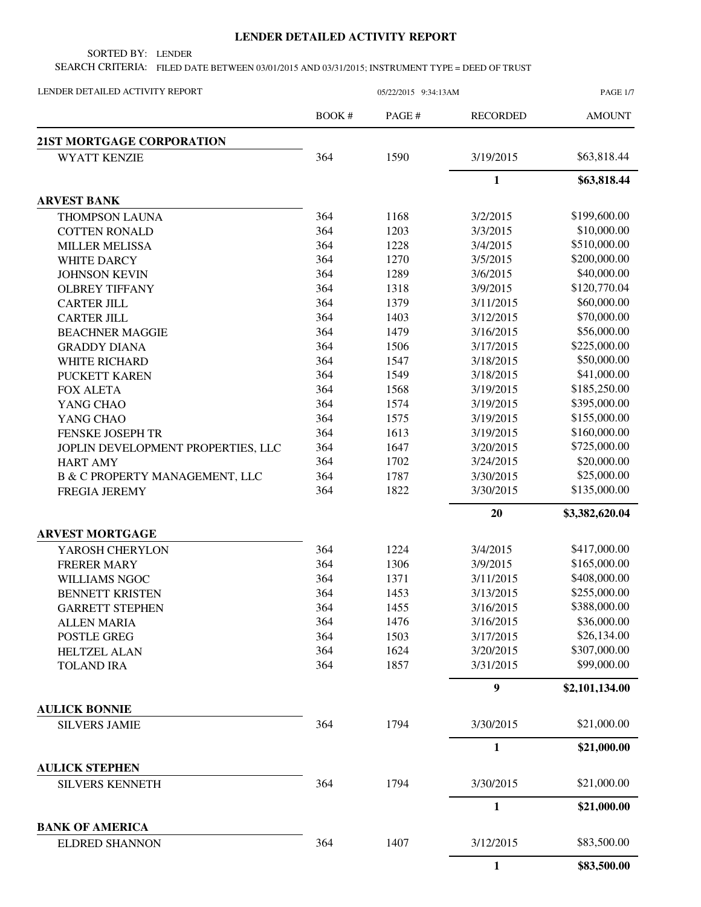# LENDER DETAILED ACTIVITY REPORT

SORTED BY: LENDER

SEARCH CRITERIA: FILED DATE BETWEEN 03/01/2015 AND 03/31/2015; INSTRUMENT TYPE = DEED OF TRUST

LENDER DETAILED ACTIVITY REPORT 05/22/2015 9:34:13AM

| | BOOK # | PAGE # | RECORDED | AMOUNT |
|---|---|---|---|---|
| **21ST MORTGAGE CORPORATION** | | | | |
| WYATT KENZIE | 364 | 1590 | 3/19/2015 | $63,818.44 |
| | | | **1** | **$63,818.44** |
| **ARVEST BANK** | | | | |
| THOMPSON LAUNA | 364 | 1168 | 3/2/2015 | $199,600.00 |
| COTTEN RONALD | 364 | 1203 | 3/3/2015 | $10,000.00 |
| MILLER MELISSA | 364 | 1228 | 3/4/2015 | $510,000.00 |
| WHITE DARCY | 364 | 1270 | 3/5/2015 | $200,000.00 |
| JOHNSON KEVIN | 364 | 1289 | 3/6/2015 | $40,000.00 |
| OLBREY TIFFANY | 364 | 1318 | 3/9/2015 | $120,770.04 |
| CARTER JILL | 364 | 1379 | 3/11/2015 | $60,000.00 |
| CARTER JILL | 364 | 1403 | 3/12/2015 | $70,000.00 |
| BEACHNER MAGGIE | 364 | 1479 | 3/16/2015 | $56,000.00 |
| GRADDY DIANA | 364 | 1506 | 3/17/2015 | $225,000.00 |
| WHITE RICHARD | 364 | 1547 | 3/18/2015 | $50,000.00 |
| PUCKETT KAREN | 364 | 1549 | 3/18/2015 | $41,000.00 |
| FOX ALETA | 364 | 1568 | 3/19/2015 | $185,250.00 |
| YANG CHAO | 364 | 1574 | 3/19/2015 | $395,000.00 |
| YANG CHAO | 364 | 1575 | 3/19/2015 | $155,000.00 |
| FENSKE JOSEPH TR | 364 | 1613 | 3/19/2015 | $160,000.00 |
| JOPLIN DEVELOPMENT PROPERTIES, LLC | 364 | 1647 | 3/20/2015 | $725,000.00 |
| HART AMY | 364 | 1702 | 3/24/2015 | $20,000.00 |
| B & C PROPERTY MANAGEMENT, LLC | 364 | 1787 | 3/30/2015 | $25,000.00 |
| FREGIA JEREMY | 364 | 1822 | 3/30/2015 | $135,000.00 |
| | | | **20** | **$3,382,620.04** |
| **ARVEST MORTGAGE** | | | | |
| YAROSH CHERYLON | 364 | 1224 | 3/4/2015 | $417,000.00 |
| FRERER MARY | 364 | 1306 | 3/9/2015 | $165,000.00 |
| WILLIAMS NGOC | 364 | 1371 | 3/11/2015 | $408,000.00 |
| BENNETT KRISTEN | 364 | 1453 | 3/13/2015 | $255,000.00 |
| GARRETT STEPHEN | 364 | 1455 | 3/16/2015 | $388,000.00 |
| ALLEN MARIA | 364 | 1476 | 3/16/2015 | $36,000.00 |
| POSTLE GREG | 364 | 1503 | 3/17/2015 | $26,134.00 |
| HELTZEL ALAN | 364 | 1624 | 3/20/2015 | $307,000.00 |
| TOLAND IRA | 364 | 1857 | 3/31/2015 | $99,000.00 |
| | | | **9** | **$2,101,134.00** |
| **AULICK BONNIE** | | | | |
| SILVERS JAMIE | 364 | 1794 | 3/30/2015 | $21,000.00 |
| | | | **1** | **$21,000.00** |
| **AULICK STEPHEN** | | | | |
| SILVERS KENNETH | 364 | 1794 | 3/30/2015 | $21,000.00 |
| | | | **1** | **$21,000.00** |
| **BANK OF AMERICA** | | | | |
| ELDRED SHANNON | 364 | 1407 | 3/12/2015 | $83,500.00 |
| | | | **1** | **$83,500.00** |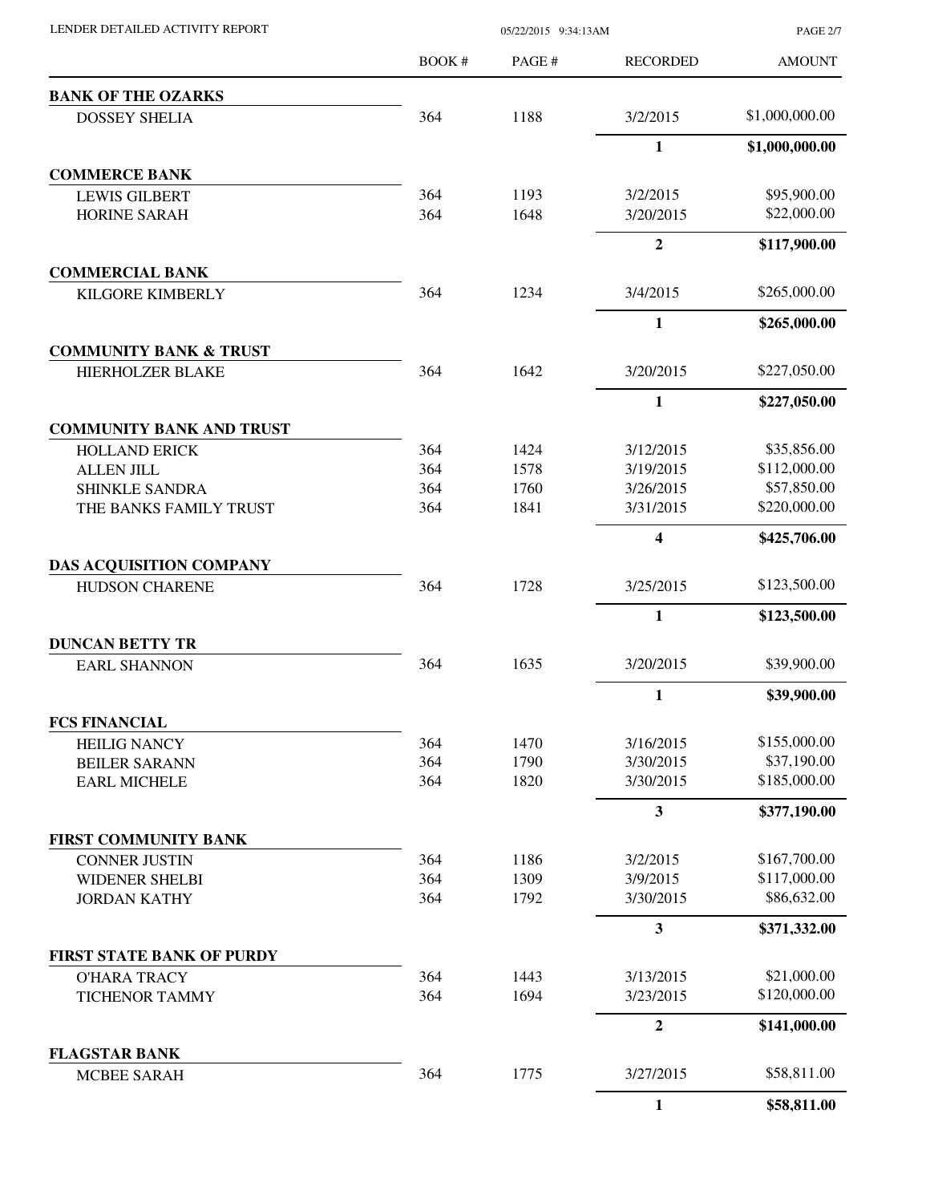# LENDER DETAILED ACTIVITY REPORT

05/22/2015 9:34:13AM

| | BOOK # | PAGE # | RECORDED | AMOUNT |
|---|---|---|---|---|
| **BANK OF THE OZARKS** | | | | |
| DOSSEY SHELIA | 364 | 1188 | 3/2/2015 | $1,000,000.00 |
| | | | **1** | **$1,000,000.00** |
| **COMMERCE BANK** | | | | |
| LEWIS GILBERT | 364 | 1193 | 3/2/2015 | $95,900.00 |
| HORINE SARAH | 364 | 1648 | 3/20/2015 | $22,000.00 |
| | | | **2** | **$117,900.00** |
| **COMMERCIAL BANK** | | | | |
| KILGORE KIMBERLY | 364 | 1234 | 3/4/2015 | $265,000.00 |
| | | | **1** | **$265,000.00** |
| **COMMUNITY BANK & TRUST** | | | | |
| HIERHOLZER BLAKE | 364 | 1642 | 3/20/2015 | $227,050.00 |
| | | | **1** | **$227,050.00** |
| **COMMUNITY BANK AND TRUST** | | | | |
| HOLLAND ERICK | 364 | 1424 | 3/12/2015 | $35,856.00 |
| ALLEN JILL | 364 | 1578 | 3/19/2015 | $112,000.00 |
| SHINKLE SANDRA | 364 | 1760 | 3/26/2015 | $57,850.00 |
| THE BANKS FAMILY TRUST | 364 | 1841 | 3/31/2015 | $220,000.00 |
| | | | **4** | **$425,706.00** |
| **DAS ACQUISITION COMPANY** | | | | |
| HUDSON CHARENE | 364 | 1728 | 3/25/2015 | $123,500.00 |
| | | | **1** | **$123,500.00** |
| **DUNCAN BETTY TR** | | | | |
| EARL SHANNON | 364 | 1635 | 3/20/2015 | $39,900.00 |
| | | | **1** | **$39,900.00** |
| **FCS FINANCIAL** | | | | |
| HEILIG NANCY | 364 | 1470 | 3/16/2015 | $155,000.00 |
| BEILER SARANN | 364 | 1790 | 3/30/2015 | $37,190.00 |
| EARL MICHELE | 364 | 1820 | 3/30/2015 | $185,000.00 |
| | | | **3** | **$377,190.00** |
| **FIRST COMMUNITY BANK** | | | | |
| CONNER JUSTIN | 364 | 1186 | 3/2/2015 | $167,700.00 |
| WIDENER SHELBI | 364 | 1309 | 3/9/2015 | $117,000.00 |
| JORDAN KATHY | 364 | 1792 | 3/30/2015 | $86,632.00 |
| | | | **3** | **$371,332.00** |
| **FIRST STATE BANK OF PURDY** | | | | |
| O'HARA TRACY | 364 | 1443 | 3/13/2015 | $21,000.00 |
| TICHENOR TAMMY | 364 | 1694 | 3/23/2015 | $120,000.00 |
| | | | **2** | **$141,000.00** |
| **FLAGSTAR BANK** | | | | |
| MCBEE SARAH | 364 | 1775 | 3/27/2015 | $58,811.00 |
| | | | **1** | **$58,811.00** |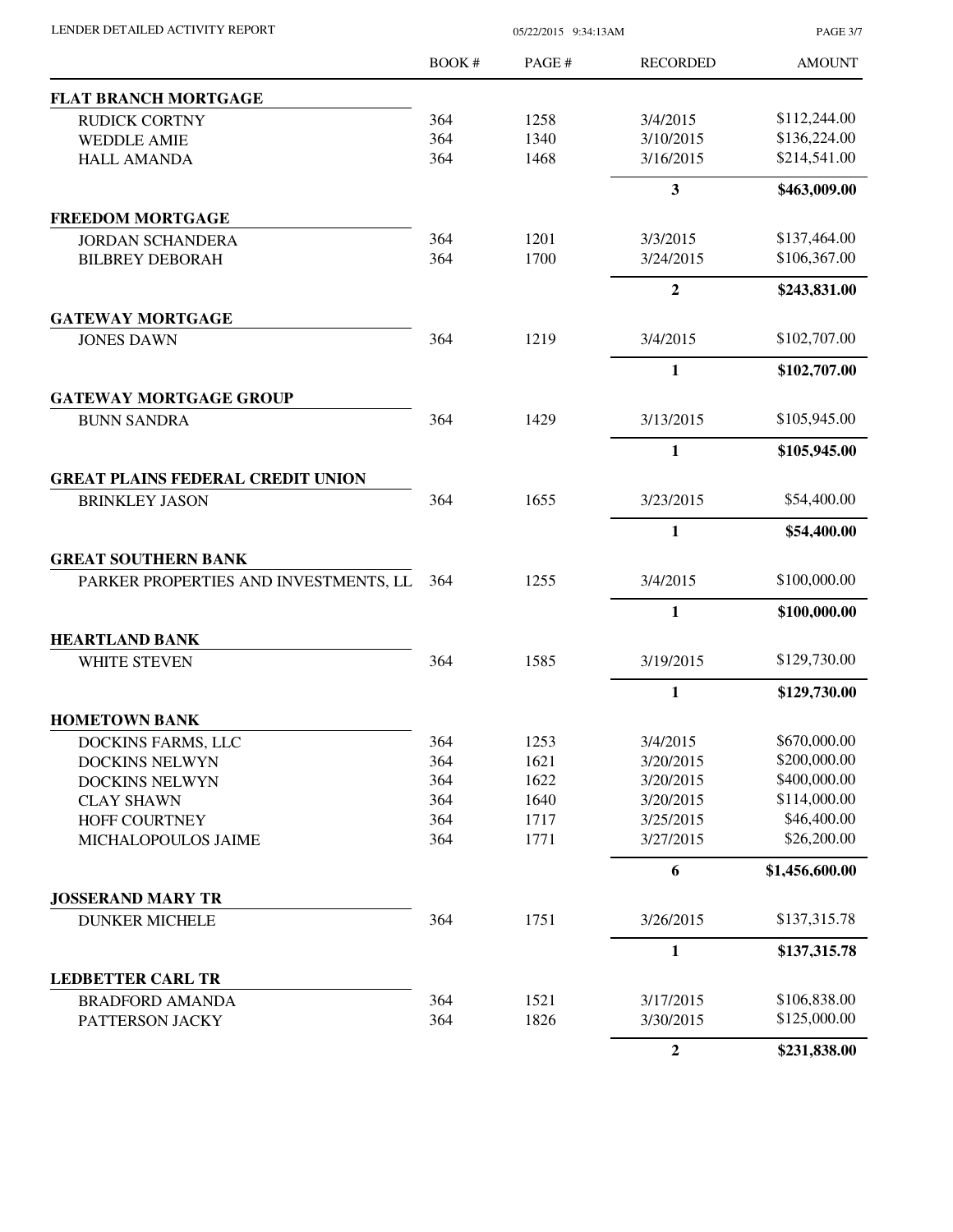| | BOOK # | PAGE # | RECORDED | AMOUNT |
|---|---|---|---|---|
| **FLAT BRANCH MORTGAGE** | | | | |
| RUDICK CORTNY | 364 | 1258 | 3/4/2015 | $112,244.00 |
| WEDDLE AMIE | 364 | 1340 | 3/10/2015 | $136,224.00 |
| HALL AMANDA | 364 | 1468 | 3/16/2015 | $214,541.00 |
| | | | **3** | **$463,009.00** |
| **FREEDOM MORTGAGE** | | | | |
| JORDAN SCHANDERA | 364 | 1201 | 3/3/2015 | $137,464.00 |
| BILBREY DEBORAH | 364 | 1700 | 3/24/2015 | $106,367.00 |
| | | | **2** | **$243,831.00** |
| **GATEWAY MORTGAGE** | | | | |
| JONES DAWN | 364 | 1219 | 3/4/2015 | $102,707.00 |
| | | | **1** | **$102,707.00** |
| **GATEWAY MORTGAGE GROUP** | | | | |
| BUNN SANDRA | 364 | 1429 | 3/13/2015 | $105,945.00 |
| | | | **1** | **$105,945.00** |
| **GREAT PLAINS FEDERAL CREDIT UNION** | | | | |
| BRINKLEY JASON | 364 | 1655 | 3/23/2015 | $54,400.00 |
| | | | **1** | **$54,400.00** |
| **GREAT SOUTHERN BANK** | | | | |
| PARKER PROPERTIES AND INVESTMENTS, LL | 364 | 1255 | 3/4/2015 | $100,000.00 |
| | | | **1** | **$100,000.00** |
| **HEARTLAND BANK** | | | | |
| WHITE STEVEN | 364 | 1585 | 3/19/2015 | $129,730.00 |
| | | | **1** | **$129,730.00** |
| **HOMETOWN BANK** | | | | |
| DOCKINS FARMS, LLC | 364 | 1253 | 3/4/2015 | $670,000.00 |
| DOCKINS NELWYN | 364 | 1621 | 3/20/2015 | $200,000.00 |
| DOCKINS NELWYN | 364 | 1622 | 3/20/2015 | $400,000.00 |
| CLAY SHAWN | 364 | 1640 | 3/20/2015 | $114,000.00 |
| HOFF COURTNEY | 364 | 1717 | 3/25/2015 | $46,400.00 |
| MICHALOPOULOS JAIME | 364 | 1771 | 3/27/2015 | $26,200.00 |
| | | | **6** | **$1,456,600.00** |
| **JOSSERAND MARY TR** | | | | |
| DUNKER MICHELE | 364 | 1751 | 3/26/2015 | $137,315.78 |
| | | | **1** | **$137,315.78** |
| **LEDBETTER CARL TR** | | | | |
| BRADFORD AMANDA | 364 | 1521 | 3/17/2015 | $106,838.00 |
| PATTERSON JACKY | 364 | 1826 | 3/30/2015 | $125,000.00 |
| | | | **2** | **$231,838.00** |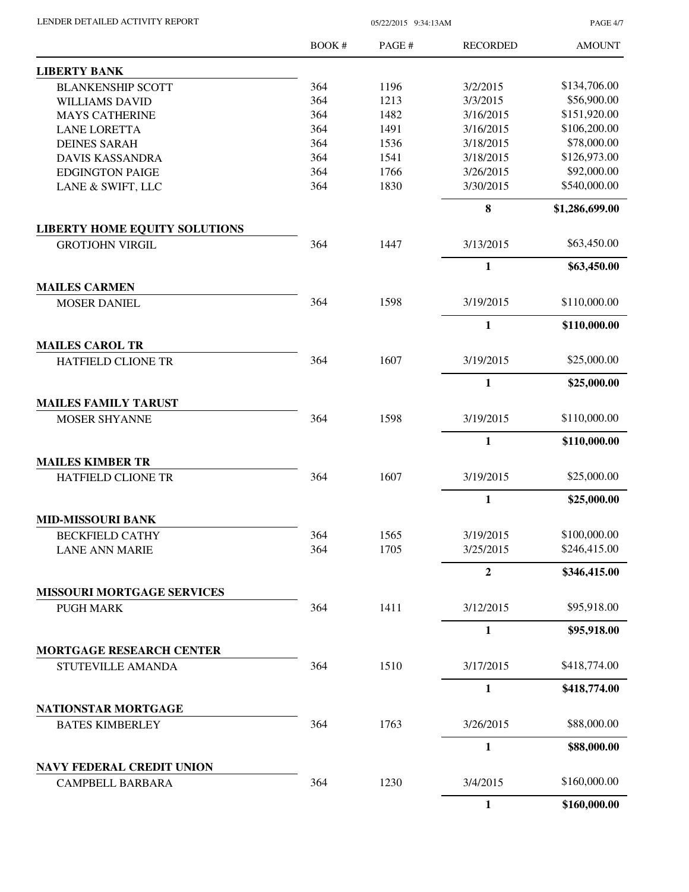LENDER DETAILED ACTIVITY REPORT

| | BOOK # | PAGE # | RECORDED | AMOUNT |
|---|---|---|---|---|
| **LIBERTY BANK** | | | | |
| BLANKENSHIP SCOTT | 364 | 1196 | 3/2/2015 | $134,706.00 |
| WILLIAMS DAVID | 364 | 1213 | 3/3/2015 | $56,900.00 |
| MAYS CATHERINE | 364 | 1482 | 3/16/2015 | $151,920.00 |
| LANE LORETTA | 364 | 1491 | 3/16/2015 | $106,200.00 |
| DEINES SARAH | 364 | 1536 | 3/18/2015 | $78,000.00 |
| DAVIS KASSANDRA | 364 | 1541 | 3/18/2015 | $126,973.00 |
| EDGINGTON PAIGE | 364 | 1766 | 3/26/2015 | $92,000.00 |
| LANE & SWIFT, LLC | 364 | 1830 | 3/30/2015 | $540,000.00 |
| | | | **8** | **$1,286,699.00** |
| **LIBERTY HOME EQUITY SOLUTIONS** | | | | |
| GROTJOHN VIRGIL | 364 | 1447 | 3/13/2015 | $63,450.00 |
| | | | **1** | **$63,450.00** |
| **MAILES CARMEN** | | | | |
| MOSER DANIEL | 364 | 1598 | 3/19/2015 | $110,000.00 |
| | | | **1** | **$110,000.00** |
| **MAILES CAROL TR** | | | | |
| HATFIELD CLIONE TR | 364 | 1607 | 3/19/2015 | $25,000.00 |
| | | | **1** | **$25,000.00** |
| **MAILES FAMILY TARUST** | | | | |
| MOSER SHYANNE | 364 | 1598 | 3/19/2015 | $110,000.00 |
| | | | **1** | **$110,000.00** |
| **MAILES KIMBER TR** | | | | |
| HATFIELD CLIONE TR | 364 | 1607 | 3/19/2015 | $25,000.00 |
| | | | **1** | **$25,000.00** |
| **MID-MISSOURI BANK** | | | | |
| BECKFIELD CATHY | 364 | 1565 | 3/19/2015 | $100,000.00 |
| LANE ANN MARIE | 364 | 1705 | 3/25/2015 | $246,415.00 |
| | | | **2** | **$346,415.00** |
| **MISSOURI MORTGAGE SERVICES** | | | | |
| PUGH MARK | 364 | 1411 | 3/12/2015 | $95,918.00 |
| | | | **1** | **$95,918.00** |
| **MORTGAGE RESEARCH CENTER** | | | | |
| STUTEVILLE AMANDA | 364 | 1510 | 3/17/2015 | $418,774.00 |
| | | | **1** | **$418,774.00** |
| **NATIONSTAR MORTGAGE** | | | | |
| BATES KIMBERLEY | 364 | 1763 | 3/26/2015 | $88,000.00 |
| | | | **1** | **$88,000.00** |
| **NAVY FEDERAL CREDIT UNION** | | | | |
| CAMPBELL BARBARA | 364 | 1230 | 3/4/2015 | $160,000.00 |
| | | | **1** | **$160,000.00** |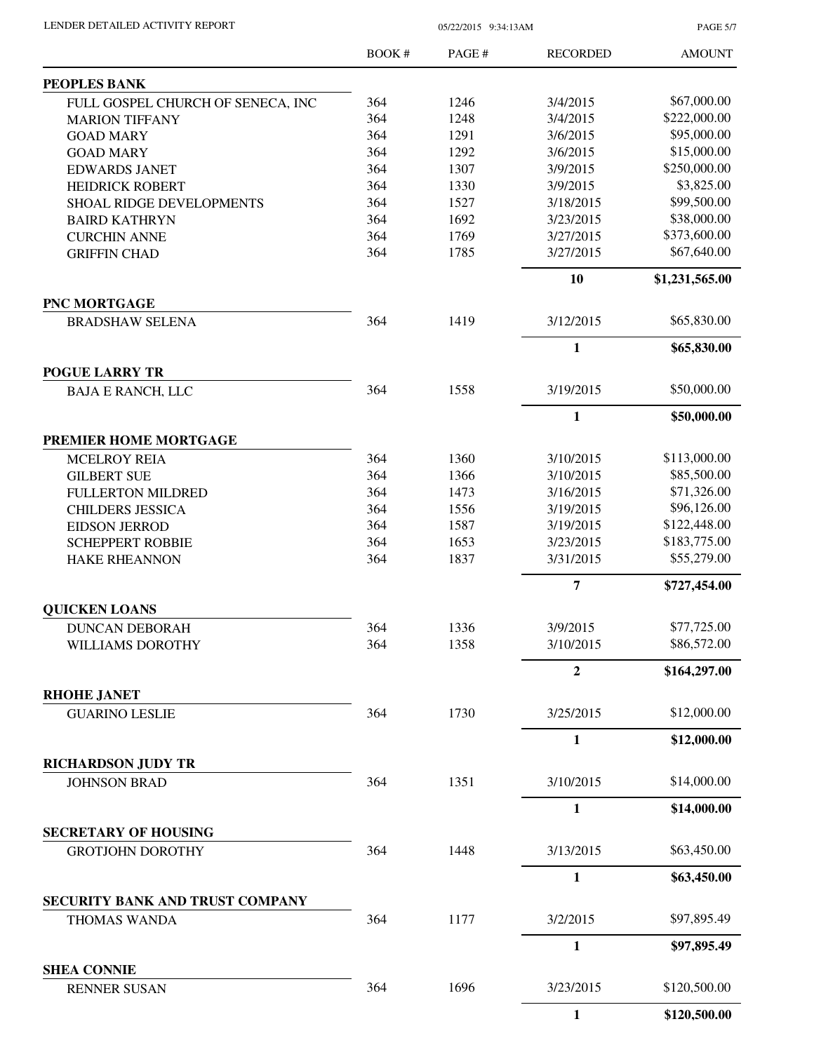LENDER DETAILED ACTIVITY REPORT

05/22/2015 9:34:13AM

| | BOOK # | PAGE # | RECORDED | AMOUNT |
|---|---|---|---|---|
| **PEOPLES BANK** | | | | |
| FULL GOSPEL CHURCH OF SENECA, INC | 364 | 1246 | 3/4/2015 | $67,000.00 |
| MARION TIFFANY | 364 | 1248 | 3/4/2015 | $222,000.00 |
| GOAD MARY | 364 | 1291 | 3/6/2015 | $95,000.00 |
| GOAD MARY | 364 | 1292 | 3/6/2015 | $15,000.00 |
| EDWARDS JANET | 364 | 1307 | 3/9/2015 | $250,000.00 |
| HEIDRICK ROBERT | 364 | 1330 | 3/9/2015 | $3,825.00 |
| SHOAL RIDGE DEVELOPMENTS | 364 | 1527 | 3/18/2015 | $99,500.00 |
| BAIRD KATHRYN | 364 | 1692 | 3/23/2015 | $38,000.00 |
| CURCHIN ANNE | 364 | 1769 | 3/27/2015 | $373,600.00 |
| GRIFFIN CHAD | 364 | 1785 | 3/27/2015 | $67,640.00 |
| | | | **10** | **$1,231,565.00** |
| **PNC MORTGAGE** | | | | |
| BRADSHAW SELENA | 364 | 1419 | 3/12/2015 | $65,830.00 |
| | | | **1** | **$65,830.00** |
| **POGUE LARRY TR** | | | | |
| BAJA E RANCH, LLC | 364 | 1558 | 3/19/2015 | $50,000.00 |
| | | | **1** | **$50,000.00** |
| **PREMIER HOME MORTGAGE** | | | | |
| MCELROY REIA | 364 | 1360 | 3/10/2015 | $113,000.00 |
| GILBERT SUE | 364 | 1366 | 3/10/2015 | $85,500.00 |
| FULLERTON MILDRED | 364 | 1473 | 3/16/2015 | $71,326.00 |
| CHILDERS JESSICA | 364 | 1556 | 3/19/2015 | $96,126.00 |
| EIDSON JERROD | 364 | 1587 | 3/19/2015 | $122,448.00 |
| SCHEPPERT ROBBIE | 364 | 1653 | 3/23/2015 | $183,775.00 |
| HAKE RHEANNON | 364 | 1837 | 3/31/2015 | $55,279.00 |
| | | | **7** | **$727,454.00** |
| **QUICKEN LOANS** | | | | |
| DUNCAN DEBORAH | 364 | 1336 | 3/9/2015 | $77,725.00 |
| WILLIAMS DOROTHY | 364 | 1358 | 3/10/2015 | $86,572.00 |
| | | | **2** | **$164,297.00** |
| **RHOHE JANET** | | | | |
| GUARINO LESLIE | 364 | 1730 | 3/25/2015 | $12,000.00 |
| | | | **1** | **$12,000.00** |
| **RICHARDSON JUDY TR** | | | | |
| JOHNSON BRAD | 364 | 1351 | 3/10/2015 | $14,000.00 |
| | | | **1** | **$14,000.00** |
| **SECRETARY OF HOUSING** | | | | |
| GROTJOHN DOROTHY | 364 | 1448 | 3/13/2015 | $63,450.00 |
| | | | **1** | **$63,450.00** |
| **SECURITY BANK AND TRUST COMPANY** | | | | |
| THOMAS WANDA | 364 | 1177 | 3/2/2015 | $97,895.49 |
| | | | **1** | **$97,895.49** |
| **SHEA CONNIE** | | | | |
| RENNER SUSAN | 364 | 1696 | 3/23/2015 | $120,500.00 |
| | | | **1** | **$120,500.00** |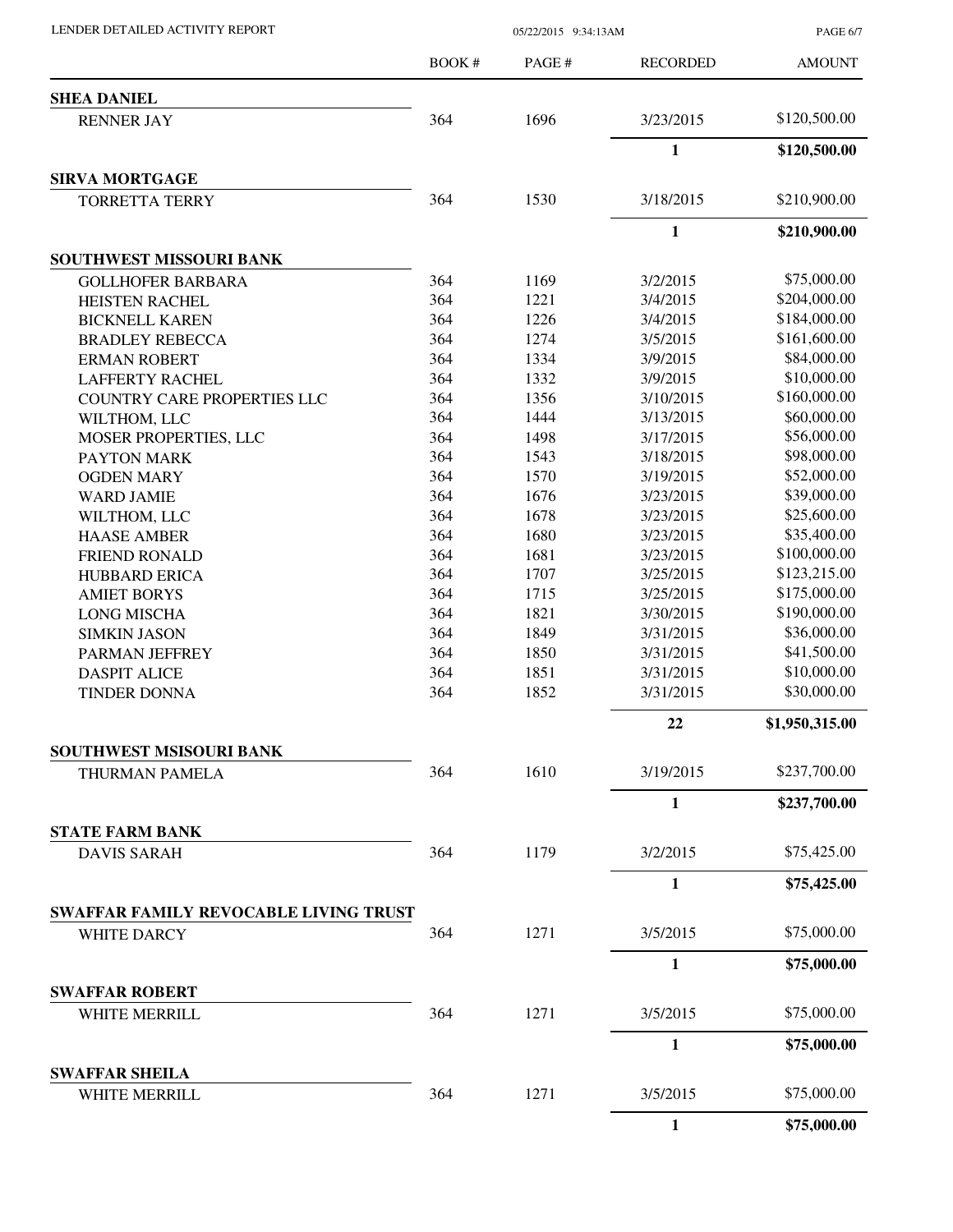LENDER DETAILED ACTIVITY REPORT

05/22/2015 9:34:13AM

| | BOOK # | PAGE # | RECORDED | AMOUNT |
|---|---|---|---|---|
| **SHEA DANIEL** | | | | |
| RENNER JAY | 364 | 1696 | 3/23/2015 | \$120,500.00 |
| | | | **1** | **\$120,500.00** |
| **SIRVA MORTGAGE** | | | | |
| TORRETTA TERRY | 364 | 1530 | 3/18/2015 | \$210,900.00 |
| | | | **1** | **\$210,900.00** |
| **SOUTHWEST MISSOURI BANK** | | | | |
| GOLLHOFER BARBARA | 364 | 1169 | 3/2/2015 | \$75,000.00 |
| HEISTEN RACHEL | 364 | 1221 | 3/4/2015 | \$204,000.00 |
| BICKNELL KAREN | 364 | 1226 | 3/4/2015 | \$184,000.00 |
| BRADLEY REBECCA | 364 | 1274 | 3/5/2015 | \$161,600.00 |
| ERMAN ROBERT | 364 | 1334 | 3/9/2015 | \$84,000.00 |
| LAFFERTY RACHEL | 364 | 1332 | 3/9/2015 | \$10,000.00 |
| COUNTRY CARE PROPERTIES LLC | 364 | 1356 | 3/10/2015 | \$160,000.00 |
| WILTHOM, LLC | 364 | 1444 | 3/13/2015 | \$60,000.00 |
| MOSER PROPERTIES, LLC | 364 | 1498 | 3/17/2015 | \$56,000.00 |
| PAYTON MARK | 364 | 1543 | 3/18/2015 | \$98,000.00 |
| OGDEN MARY | 364 | 1570 | 3/19/2015 | \$52,000.00 |
| WARD JAMIE | 364 | 1676 | 3/23/2015 | \$39,000.00 |
| WILTHOM, LLC | 364 | 1678 | 3/23/2015 | \$25,600.00 |
| HAASE AMBER | 364 | 1680 | 3/23/2015 | \$35,400.00 |
| FRIEND RONALD | 364 | 1681 | 3/23/2015 | \$100,000.00 |
| HUBBARD ERICA | 364 | 1707 | 3/25/2015 | \$123,215.00 |
| AMIET BORYS | 364 | 1715 | 3/25/2015 | \$175,000.00 |
| LONG MISCHA | 364 | 1821 | 3/30/2015 | \$190,000.00 |
| SIMKIN JASON | 364 | 1849 | 3/31/2015 | \$36,000.00 |
| PARMAN JEFFREY | 364 | 1850 | 3/31/2015 | \$41,500.00 |
| DASPIT ALICE | 364 | 1851 | 3/31/2015 | \$10,000.00 |
| TINDER DONNA | 364 | 1852 | 3/31/2015 | \$30,000.00 |
| | | | **22** | **\$1,950,315.00** |
| **SOUTHWEST MSISOURI BANK** | | | | |
| THURMAN PAMELA | 364 | 1610 | 3/19/2015 | \$237,700.00 |
| | | | **1** | **\$237,700.00** |
| **STATE FARM BANK** | | | | |
| DAVIS SARAH | 364 | 1179 | 3/2/2015 | \$75,425.00 |
| | | | **1** | **\$75,425.00** |
| **SWAFFAR FAMILY REVOCABLE LIVING TRUST** | | | | |
| WHITE DARCY | 364 | 1271 | 3/5/2015 | \$75,000.00 |
| | | | **1** | **\$75,000.00** |
| **SWAFFAR ROBERT** | | | | |
| WHITE MERRILL | 364 | 1271 | 3/5/2015 | \$75,000.00 |
| | | | **1** | **\$75,000.00** |
| **SWAFFAR SHEILA** | | | | |
| WHITE MERRILL | 364 | 1271 | 3/5/2015 | \$75,000.00 |
| | | | **1** | **\$75,000.00** |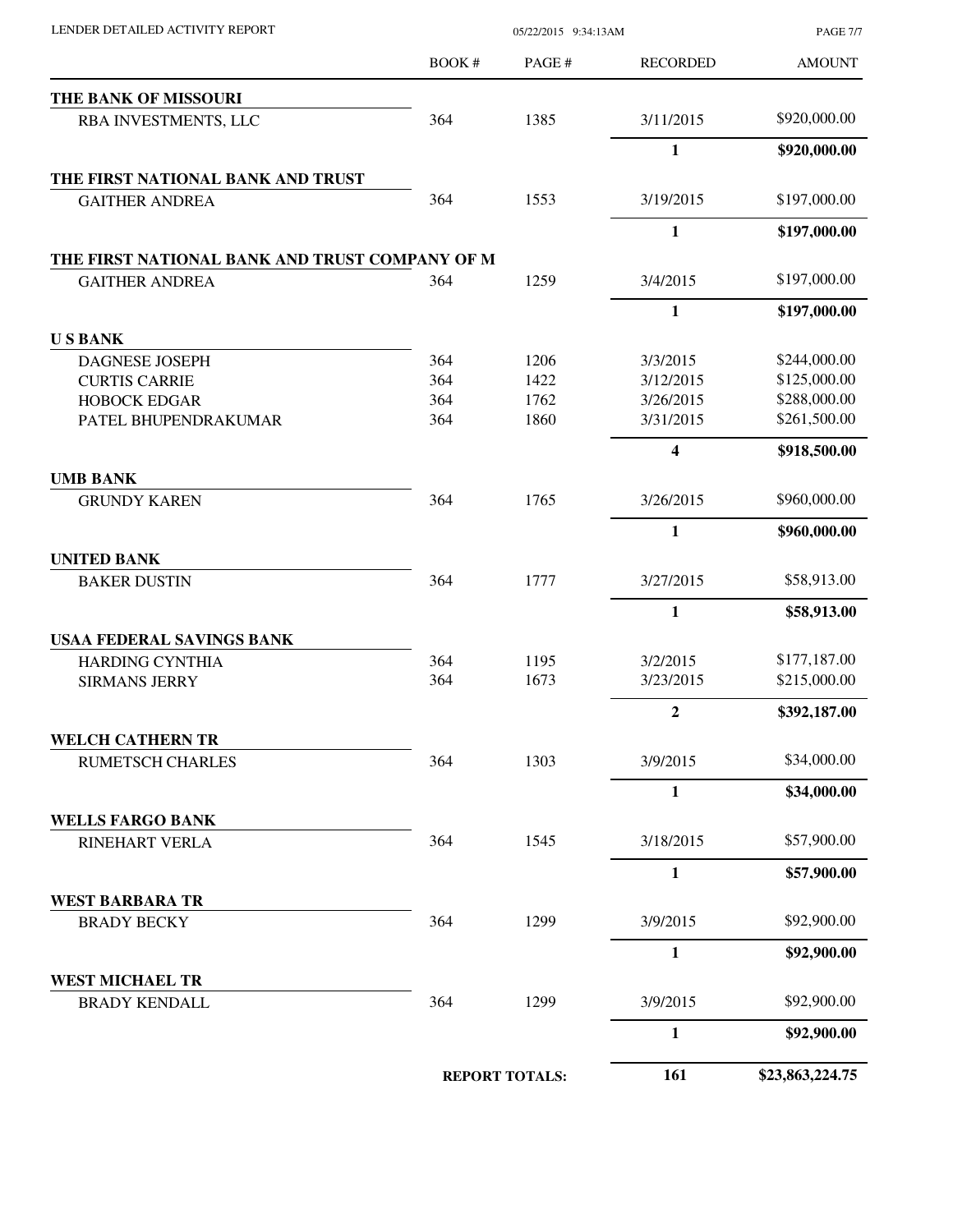LENDER DETAILED ACTIVITY REPORT 05/22/2015 9:34:13AM

| | BOOK # | PAGE # | RECORDED | AMOUNT |
|---|---|---|---|---|
| **THE BANK OF MISSOURI** | | | | |
| RBA INVESTMENTS, LLC | 364 | 1385 | 3/11/2015 | $920,000.00 |
| | | | **1** | **$920,000.00** |
| **THE FIRST NATIONAL BANK AND TRUST** | | | | |
| GAITHER ANDREA | 364 | 1553 | 3/19/2015 | $197,000.00 |
| | | | **1** | **$197,000.00** |
| **THE FIRST NATIONAL BANK AND TRUST COMPANY OF M** | | | | |
| GAITHER ANDREA | 364 | 1259 | 3/4/2015 | $197,000.00 |
| | | | **1** | **$197,000.00** |
| **U S BANK** | | | | |
| DAGNESE JOSEPH | 364 | 1206 | 3/3/2015 | $244,000.00 |
| CURTIS CARRIE | 364 | 1422 | 3/12/2015 | $125,000.00 |
| HOBOCK EDGAR | 364 | 1762 | 3/26/2015 | $288,000.00 |
| PATEL BHUPENDRAKUMAR | 364 | 1860 | 3/31/2015 | $261,500.00 |
| | | | **4** | **$918,500.00** |
| **UMB BANK** | | | | |
| GRUNDY KAREN | 364 | 1765 | 3/26/2015 | $960,000.00 |
| | | | **1** | **$960,000.00** |
| **UNITED BANK** | | | | |
| BAKER DUSTIN | 364 | 1777 | 3/27/2015 | $58,913.00 |
| | | | **1** | **$58,913.00** |
| **USAA FEDERAL SAVINGS BANK** | | | | |
| HARDING CYNTHIA | 364 | 1195 | 3/2/2015 | $177,187.00 |
| SIRMANS JERRY | 364 | 1673 | 3/23/2015 | $215,000.00 |
| | | | **2** | **$392,187.00** |
| **WELCH CATHERN TR** | | | | |
| RUMETSCH CHARLES | 364 | 1303 | 3/9/2015 | $34,000.00 |
| | | | **1** | **$34,000.00** |
| **WELLS FARGO BANK** | | | | |
| RINEHART VERLA | 364 | 1545 | 3/18/2015 | $57,900.00 |
| | | | **1** | **$57,900.00** |
| **WEST BARBARA TR** | | | | |
| BRADY BECKY | 364 | 1299 | 3/9/2015 | $92,900.00 |
| | | | **1** | **$92,900.00** |
| **WEST MICHAEL TR** | | | | |
| BRADY KENDALL | 364 | 1299 | 3/9/2015 | $92,900.00 |
| | | | **1** | **$92,900.00** |
| | **REPORT TOTALS:** | | **161** | **$23,863,224.75** |